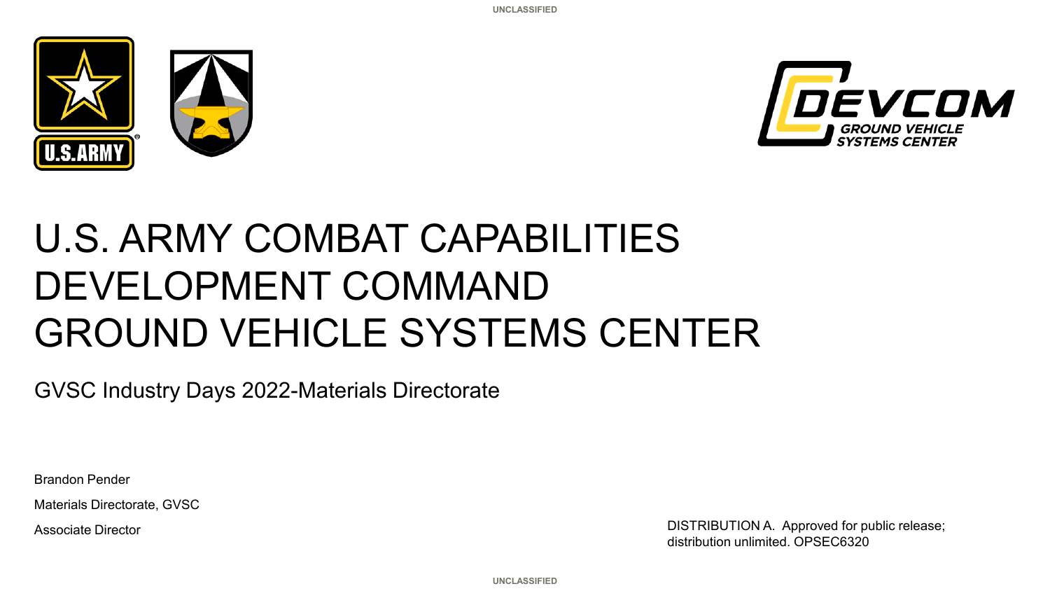UNCLASSIFIED

# U.S. ARMY COMBAT CAPABILITIES DEVELOPMENT COMMAND GROUND VEHICLE SYSTEMS CENTER

GVSC Industry Days 2022-Materials Directorate

Brandon Pender

Materials Directorate, GVSC

Associate Director

DISTRIBUTION A. Approved for public release; distribution unlimited. OPSEC6320

UNCLASSIFIED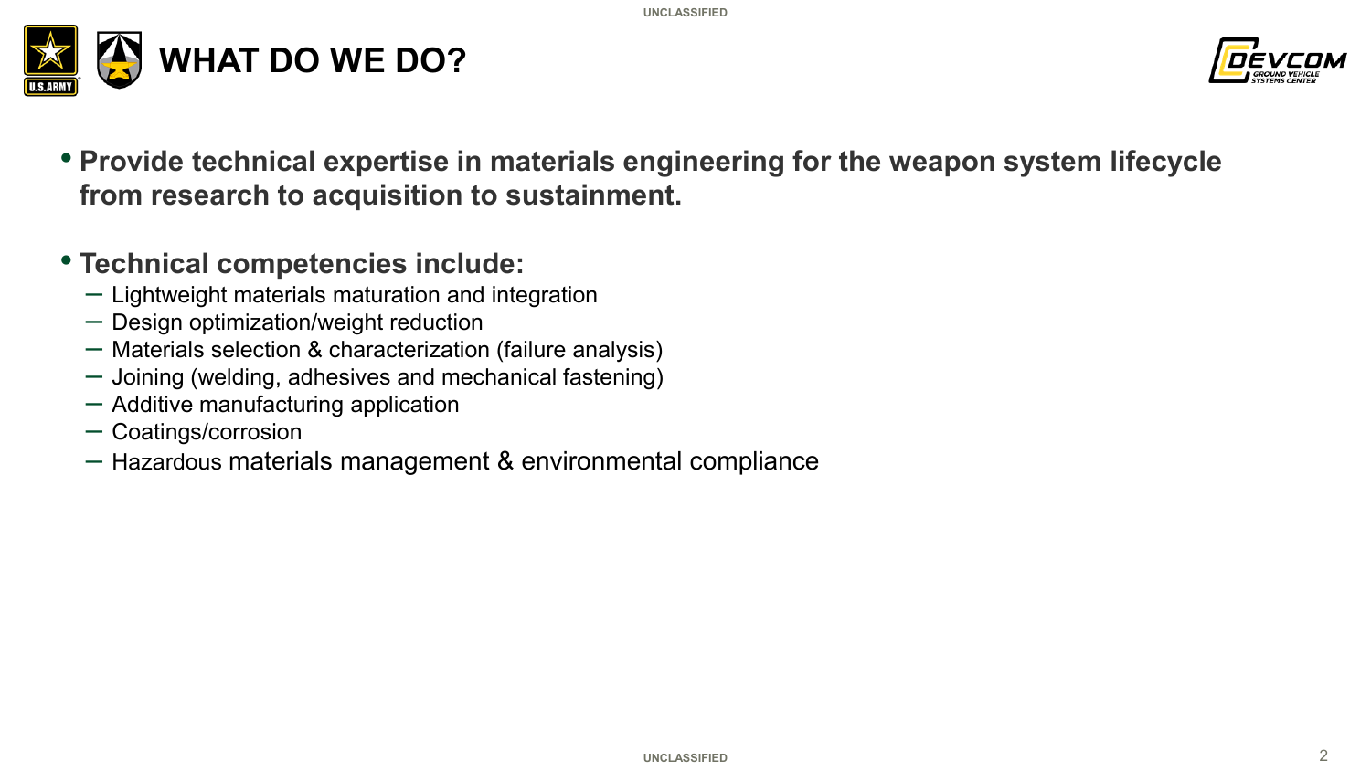# WHAT DO WE DO?

- **Provide technical expertise in materials engineering for the weapon system lifecycle from research to acquisition to sustainment.**

- **Technical competencies include:**
  - Lightweight materials maturation and integration
  - Design optimization/weight reduction
  - Materials selection & characterization (failure analysis)
  - Joining (welding, adhesives and mechanical fastening)
  - Additive manufacturing application
  - Coatings/corrosion
  - Hazardous materials management & environmental compliance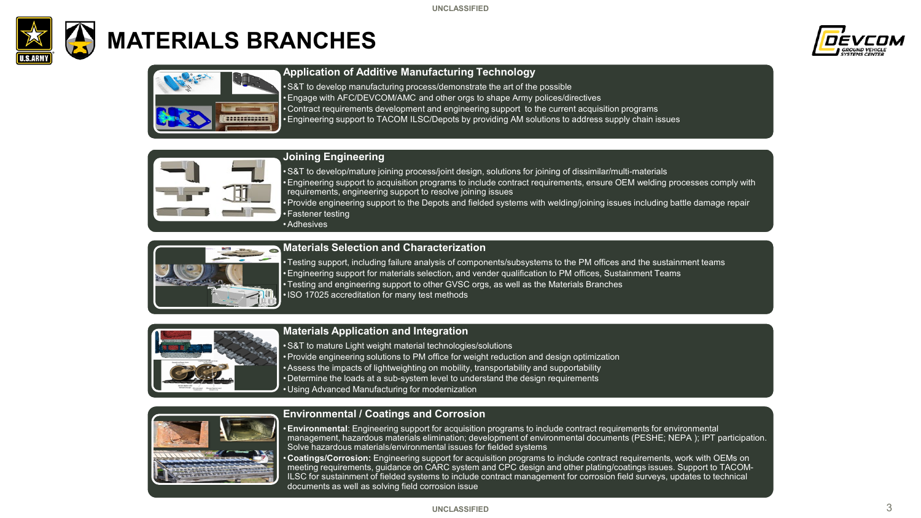# MATERIALS BRANCHES

## Application of Additive Manufacturing Technology

- S&T to develop manufacturing process/demonstrate the art of the possible
- Engage with AFC/DEVCOM/AMC and other orgs to shape Army polices/directives
- Contract requirements development and engineering support to the current acquisition programs
- Engineering support to TACOM ILSC/Depots by providing AM solutions to address supply chain issues

## Joining Engineering

- S&T to develop/mature joining process/joint design, solutions for joining of dissimilar/multi-materials
- Engineering support to acquisition programs to include contract requirements, ensure OEM welding processes comply with requirements, engineering support to resolve joining issues
- Provide engineering support to the Depots and fielded systems with welding/joining issues including battle damage repair
- Fastener testing
- Adhesives

## Materials Selection and Characterization

- Testing support, including failure analysis of components/subsystems to the PM offices and the sustainment teams
- Engineering support for materials selection, and vender qualification to PM offices, Sustainment Teams
- Testing and engineering support to other GVSC orgs, as well as the Materials Branches
- ISO 17025 accreditation for many test methods

## Materials Application and Integration

- S&T to mature Light weight material technologies/solutions
- Provide engineering solutions to PM office for weight reduction and design optimization
- Assess the impacts of lightweighting on mobility, transportability and supportability
- Determine the loads at a sub-system level to understand the design requirements
- Using Advanced Manufacturing for modernization

## Environmental / Coatings and Corrosion

- **Environmental**: Engineering support for acquisition programs to include contract requirements for environmental management, hazardous materials elimination; development of environmental documents (PESHE; NEPA ); IPT participation. Solve hazardous materials/environmental issues for fielded systems
- **Coatings/Corrosion:** Engineering support for acquisition programs to include contract requirements, work with OEMs on meeting requirements, guidance on CARC system and CPC design and other plating/coatings issues. Support to TACOM-ILSC for sustainment of fielded systems to include contract management for corrosion field surveys, updates to technical documents as well as solving field corrosion issue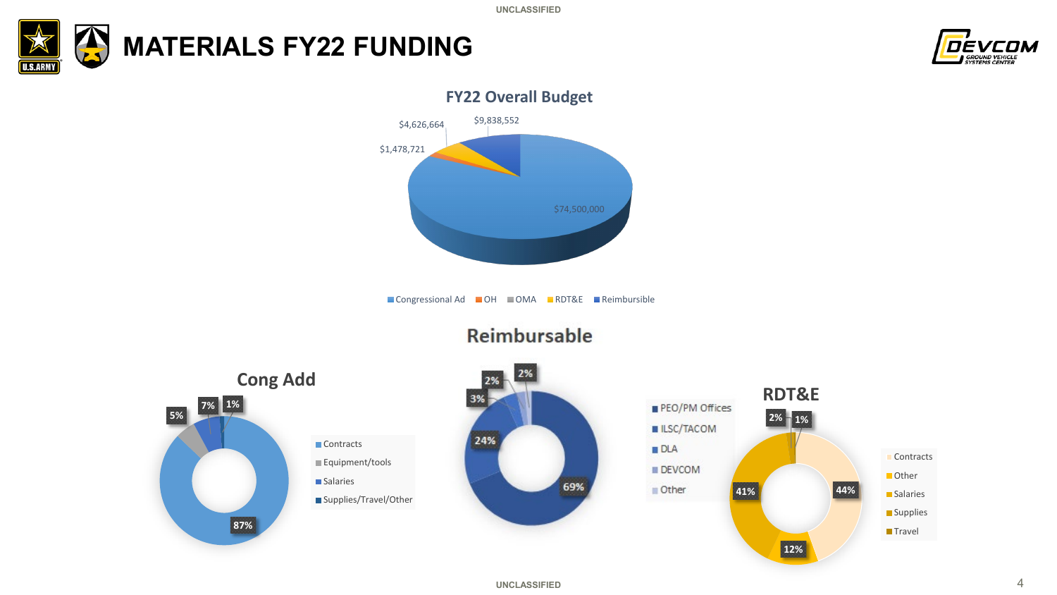# MATERIALS FY22 FUNDING

## FY22 Overall Budget

| Category | Amount |
|---|---|
| Congressional Ad | $74,500,000 |
| OH | $1,478,721 |
| OMA | |
| RDT&E | $4,626,664 |
| Reimbursible | $9,838,552 |

## Cong Add

| Category | Percent |
|---|---|
| Contracts | 87% |
| Equipment/tools | 5% |
| Salaries | 7% |
| Supplies/Travel/Other | 1% |

## Reimbursable

| Category | Percent |
|---|---|
| PEO/PM Offices | 69% |
| ILSC/TACOM | 24% |
| DLA | 3% |
| DEVCOM | 2% |
| Other | 2% |

## RDT&E

| Category | Percent |
|---|---|
| Contracts | 44% |
| Other | 12% |
| Salaries | 41% |
| Supplies | 2% |
| Travel | 1% |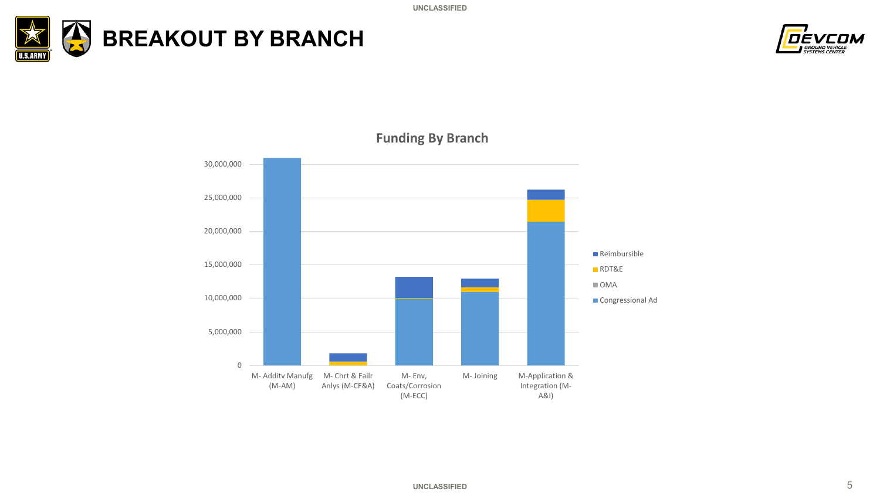# BREAKOUT BY BRANCH

**Funding By Branch**

30,000,000

25,000,000

20,000,000

15,000,000

10,000,000

5,000,000

0

M- Additv Manufg (M-AM)

M- Chrt & Failr Anlys (M-CF&A)

M- Env, Coats/Corrosion (M-ECC)

M- Joining

M-Application & Integration (M-A&I)

- Reimbursible
- RDT&E
- OMA
- Congressional Ad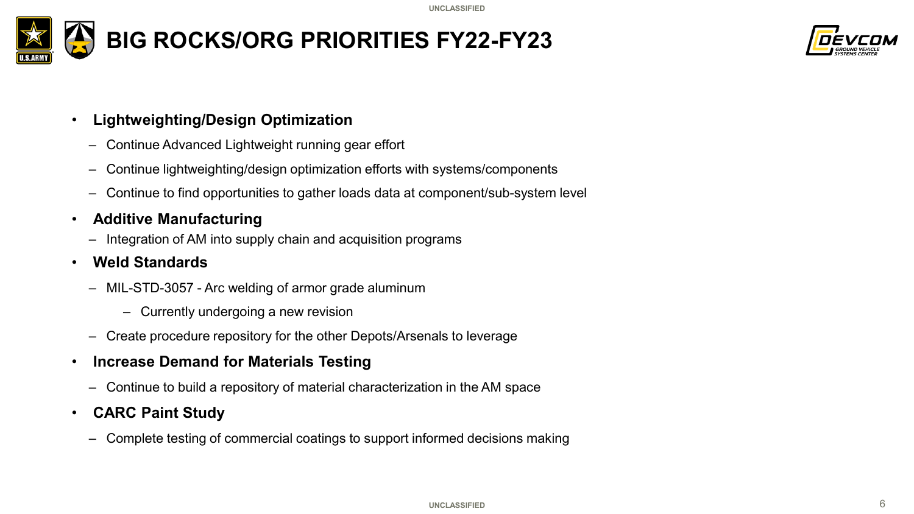# BIG ROCKS/ORG PRIORITIES FY22-FY23

- **Lightweighting/Design Optimization**
  - Continue Advanced Lightweight running gear effort
  - Continue lightweighting/design optimization efforts with systems/components
  - Continue to find opportunities to gather loads data at component/sub-system level
- **Additive Manufacturing**
  - Integration of AM into supply chain and acquisition programs
- **Weld Standards**
  - MIL-STD-3057 - Arc welding of armor grade aluminum
    - Currently undergoing a new revision
  - Create procedure repository for the other Depots/Arsenals to leverage
- **Increase Demand for Materials Testing**
  - Continue to build a repository of material characterization in the AM space
- **CARC Paint Study**
  - Complete testing of commercial coatings to support informed decisions making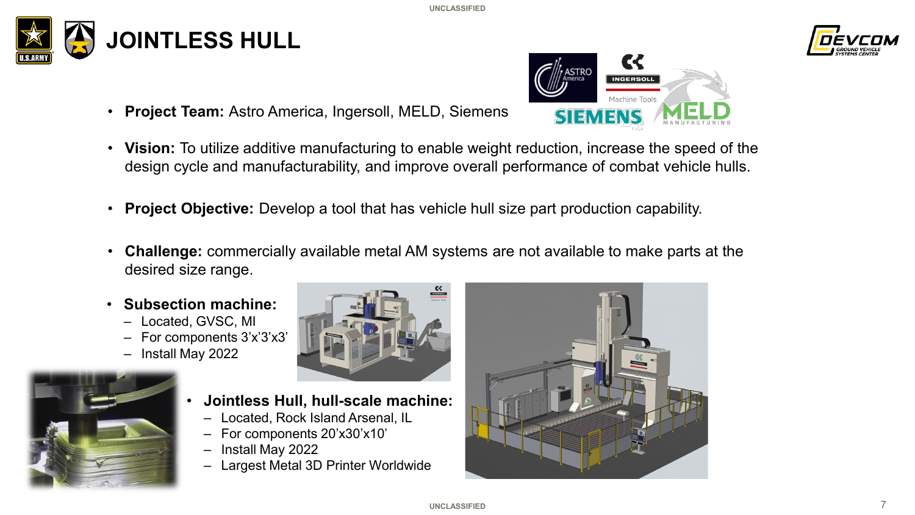# JOINTLESS HULL

- **Project Team:** Astro America, Ingersoll, MELD, Siemens
- **Vision:** To utilize additive manufacturing to enable weight reduction, increase the speed of the design cycle and manufacturability, and improve overall performance of combat vehicle hulls.
- **Project Objective:** Develop a tool that has vehicle hull size part production capability.
- **Challenge:** commercially available metal AM systems are not available to make parts at the desired size range.
- **Subsection machine:**
  - Located, GVSC, MI
  - For components 3'x'3'x3'
  - Install May 2022
- **Jointless Hull, hull-scale machine:**
  - Located, Rock Island Arsenal, IL
  - For components 20'x30'x10'
  - Install May 2022
  - Largest Metal 3D Printer Worldwide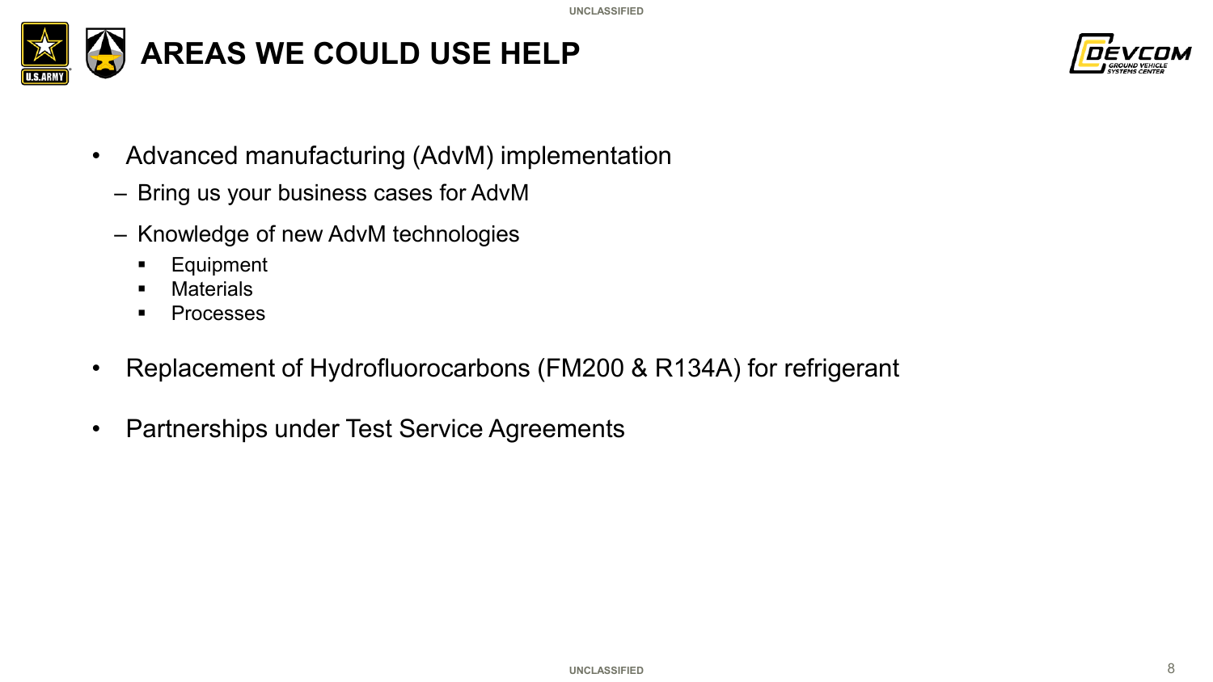# AREAS WE COULD USE HELP

- Advanced manufacturing (AdvM) implementation
  - Bring us your business cases for AdvM
  - Knowledge of new AdvM technologies
    - Equipment
    - Materials
    - Processes
- Replacement of Hydrofluorocarbons (FM200 & R134A) for refrigerant
- Partnerships under Test Service Agreements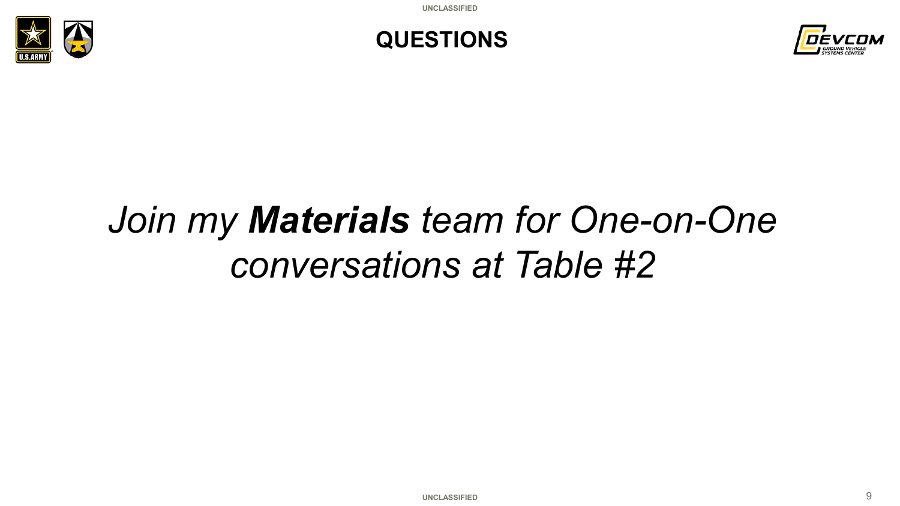# QUESTIONS

*Join my **Materials** team for One-on-One conversations at Table #2*